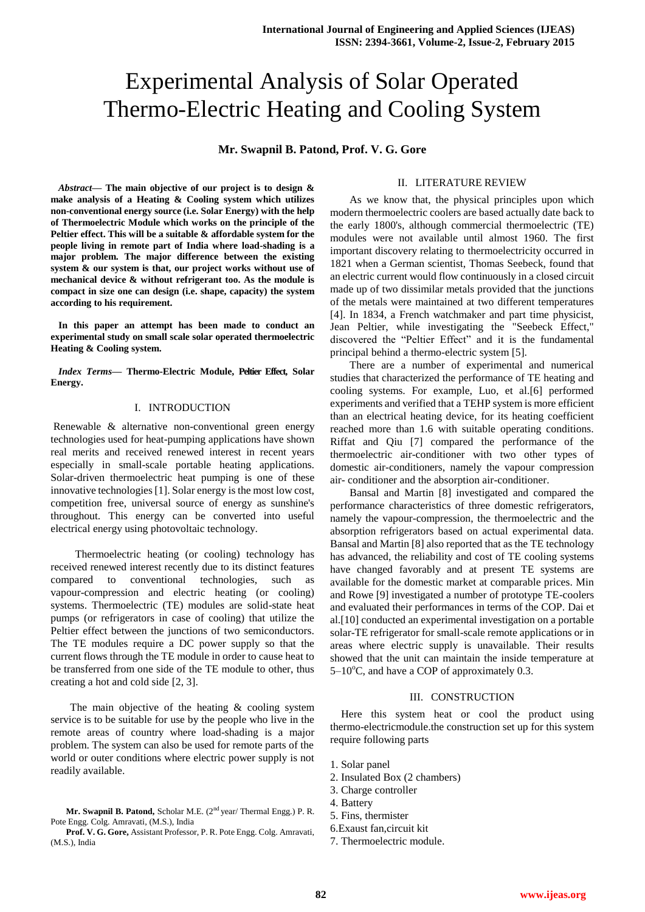# Experimental Analysis of Solar Operated Thermo-Electric Heating and Cooling System

**Mr. Swapnil B. Patond, Prof. V. G. Gore**

***Abstract*— The main objective of our project is to design & make analysis of a Heating & Cooling system which utilizes non-conventional energy source (i.e. Solar Energy) with the help of Thermoelectric Module which works on the principle of the Peltier effect. This will be a suitable & affordable system for the people living in remote part of India where load-shading is a major problem. The major difference between the existing system & our system is that, our project works without use of mechanical device & without refrigerant too. As the module is compact in size one can design (i.e. shape, capacity) the system according to his requirement.**

**In this paper an attempt has been made to conduct an experimental study on small scale solar operated thermoelectric Heating & Cooling system.**

***Index Terms*— Thermo-Electric Module, Peltier Effect, Solar Energy.**

## I. INTRODUCTION

Renewable & alternative non-conventional green energy technologies used for heat-pumping applications have shown real merits and received renewed interest in recent years especially in small-scale portable heating applications. Solar-driven thermoelectric heat pumping is one of these innovative technologies [1]. Solar energy is the most low cost, competition free, universal source of energy as sunshine's throughout. This energy can be converted into useful electrical energy using photovoltaic technology.

Thermoelectric heating (or cooling) technology has received renewed interest recently due to its distinct features compared to conventional technologies, such as vapour-compression and electric heating (or cooling) systems. Thermoelectric (TE) modules are solid-state heat pumps (or refrigerators in case of cooling) that utilize the Peltier effect between the junctions of two semiconductors. The TE modules require a DC power supply so that the current flows through the TE module in order to cause heat to be transferred from one side of the TE module to other, thus creating a hot and cold side [2, 3].

The main objective of the heating & cooling system service is to be suitable for use by the people who live in the remote areas of country where load-shading is a major problem. The system can also be used for remote parts of the world or outer conditions where electric power supply is not readily available.

**Mr. Swapnil B. Patond,** Scholar M.E. (2nd year/ Thermal Engg.) P. R. Pote Engg. Colg. Amravati, (M.S.), India

**Prof. V. G. Gore,** Assistant Professor, P. R. Pote Engg. Colg. Amravati, (M.S.), India

## II. LITERATURE REVIEW

As we know that, the physical principles upon which modern thermoelectric coolers are based actually date back to the early 1800's, although commercial thermoelectric (TE) modules were not available until almost 1960. The first important discovery relating to thermoelectricity occurred in 1821 when a German scientist, Thomas Seebeck, found that an electric current would flow continuously in a closed circuit made up of two dissimilar metals provided that the junctions of the metals were maintained at two different temperatures [4]. In 1834, a French watchmaker and part time physicist, Jean Peltier, while investigating the "Seebeck Effect," discovered the "Peltier Effect" and it is the fundamental principal behind a thermo-electric system [5].

There are a number of experimental and numerical studies that characterized the performance of TE heating and cooling systems. For example, Luo, et al.[6] performed experiments and verified that a TEHP system is more efficient than an electrical heating device, for its heating coefficient reached more than 1.6 with suitable operating conditions. Riffat and Qiu [7] compared the performance of the thermoelectric air-conditioner with two other types of domestic air-conditioners, namely the vapour compression air- conditioner and the absorption air-conditioner.

Bansal and Martin [8] investigated and compared the performance characteristics of three domestic refrigerators, namely the vapour-compression, the thermoelectric and the absorption refrigerators based on actual experimental data. Bansal and Martin [8] also reported that as the TE technology has advanced, the reliability and cost of TE cooling systems have changed favorably and at present TE systems are available for the domestic market at comparable prices. Min and Rowe [9] investigated a number of prototype TE-coolers and evaluated their performances in terms of the COP. Dai et al.[10] conducted an experimental investigation on a portable solar-TE refrigerator for small-scale remote applications or in areas where electric supply is unavailable. Their results showed that the unit can maintain the inside temperature at 5–10$^{o}$C, and have a COP of approximately 0.3.

## III. CONSTRUCTION

Here this system heat or cool the product using thermo-electricmodule.the construction set up for this system require following parts

1. Solar panel
2. Insulated Box (2 chambers)
3. Charge controller
4. Battery
5. Fins, thermister
6. Exaust fan,circuit kit
7. Thermoelectric module.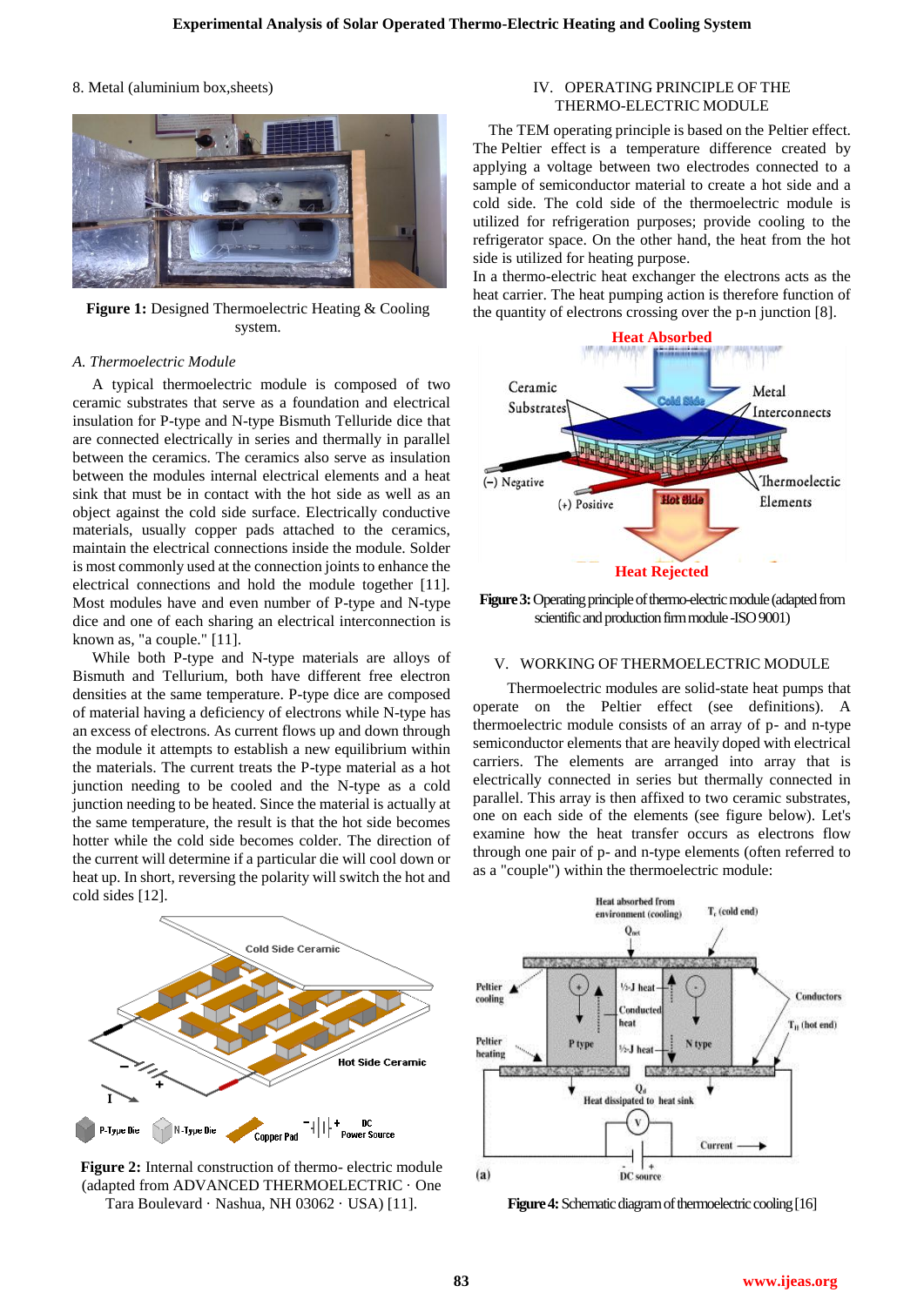8. Metal (aluminium box,sheets)

**Figure 1:** Designed Thermoelectric Heating & Cooling system.

*A. Thermoelectric Module*

A typical thermoelectric module is composed of two ceramic substrates that serve as a foundation and electrical insulation for P-type and N-type Bismuth Telluride dice that are connected electrically in series and thermally in parallel between the ceramics. The ceramics also serve as insulation between the modules internal electrical elements and a heat sink that must be in contact with the hot side as well as an object against the cold side surface. Electrically conductive materials, usually copper pads attached to the ceramics, maintain the electrical connections inside the module. Solder is most commonly used at the connection joints to enhance the electrical connections and hold the module together [11]. Most modules have and even number of P-type and N-type dice and one of each sharing an electrical interconnection is known as, "a couple." [11].

While both P-type and N-type materials are alloys of Bismuth and Tellurium, both have different free electron densities at the same temperature. P-type dice are composed of material having a deficiency of electrons while N-type has an excess of electrons. As current flows up and down through the module it attempts to establish a new equilibrium within the materials. The current treats the P-type material as a hot junction needing to be cooled and the N-type as a cold junction needing to be heated. Since the material is actually at the same temperature, the result is that the hot side becomes hotter while the cold side becomes colder. The direction of the current will determine if a particular die will cool down or heat up. In short, reversing the polarity will switch the hot and cold sides [12].

Cold Side Ceramic

Hot Side Ceramic

I

P-Type Die

N-Type Die

Copper Pad

DC Power Source

**Figure 2:** Internal construction of thermo- electric module (adapted from ADVANCED THERMOELECTRIC · One Tara Boulevard · Nashua, NH 03062 · USA) [11].

## IV. OPERATING PRINCIPLE OF THE THERMO-ELECTRIC MODULE

The TEM operating principle is based on the Peltier effect. The Peltier effect is a temperature difference created by applying a voltage between two electrodes connected to a sample of semiconductor material to create a hot side and a cold side. The cold side of the thermoelectric module is utilized for refrigeration purposes; provide cooling to the refrigerator space. On the other hand, the heat from the hot side is utilized for heating purpose.

In a thermo-electric heat exchanger the electrons acts as the heat carrier. The heat pumping action is therefore function of the quantity of electrons crossing over the p-n junction [8].

Heat Absorbed

Ceramic Substrates

Cold Side

Metal Interconnects

(–) Negative

(+) Positive

Hot Side

Thermoelectric Elements

Heat Rejected

**Figure 3:** Operating principle of thermo-electric module (adapted from scientific and production firm module -ISO 9001)

## V. WORKING OF THERMOELECTRIC MODULE

Thermoelectric modules are solid-state heat pumps that operate on the Peltier effect (see definitions). A thermoelectric module consists of an array of p- and n-type semiconductor elements that are heavily doped with electrical carriers. The elements are arranged into array that is electrically connected in series but thermally connected in parallel. This array is then affixed to two ceramic substrates, one on each side of the elements (see figure below). Let's examine how the heat transfer occurs as electrons flow through one pair of p- and n-type elements (often referred to as a "couple") within the thermoelectric module:

Heat absorbed from environment (cooling)

$T_c$ (cold end)

$Q_{net}$

Peltier cooling

½J heat

Conducted heat

Conductors

$T_H$ (hot end)

Peltier heating

P type

½J heat

N type

$Q_d$

Heat dissipated to heat sink

V

Current

(a)

DC source

**Figure 4:** Schematic diagram of thermoelectric cooling [16]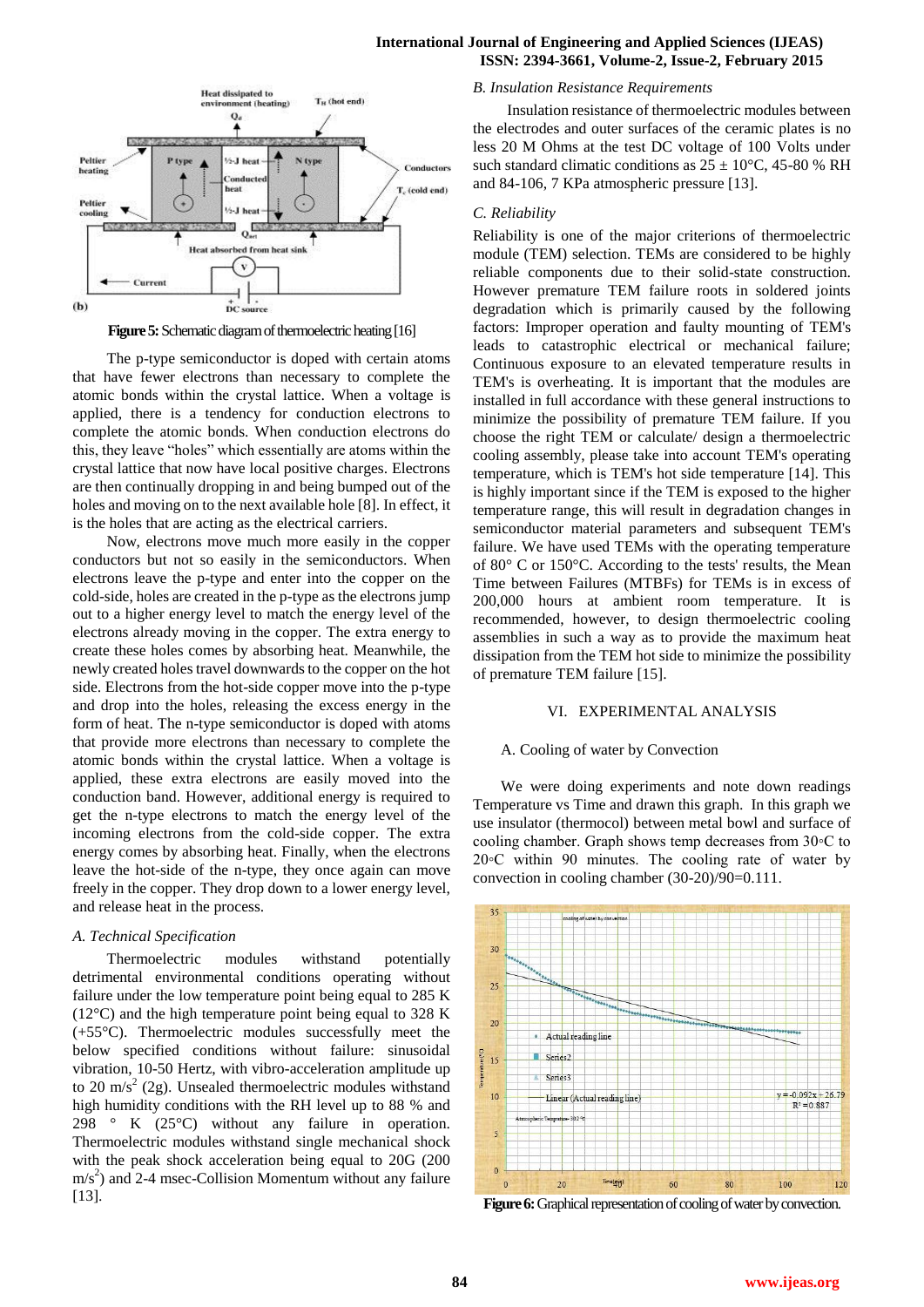Heat dissipated to environment (heating)

$T_H$ (hot end)

$Q_a$

Peltier heating

P type

½-J heat

Conducted heat

½-J heat

N type

Conductors

$T_c$ (cold end)

Peltier cooling

$Q_{ati}$

Heat absorbed from heat sink

V

Current

(b)

DC source

**Figure 5:** Schematic diagram of thermoelectric heating [16]

The p-type semiconductor is doped with certain atoms that have fewer electrons than necessary to complete the atomic bonds within the crystal lattice. When a voltage is applied, there is a tendency for conduction electrons to complete the atomic bonds. When conduction electrons do this, they leave "holes" which essentially are atoms within the crystal lattice that now have local positive charges. Electrons are then continually dropping in and being bumped out of the holes and moving on to the next available hole [8]. In effect, it is the holes that are acting as the electrical carriers.

Now, electrons move much more easily in the copper conductors but not so easily in the semiconductors. When electrons leave the p-type and enter into the copper on the cold-side, holes are created in the p-type as the electrons jump out to a higher energy level to match the energy level of the electrons already moving in the copper. The extra energy to create these holes comes by absorbing heat. Meanwhile, the newly created holes travel downwards to the copper on the hot side. Electrons from the hot-side copper move into the p-type and drop into the holes, releasing the excess energy in the form of heat. The n-type semiconductor is doped with atoms that provide more electrons than necessary to complete the atomic bonds within the crystal lattice. When a voltage is applied, these extra electrons are easily moved into the conduction band. However, additional energy is required to get the n-type electrons to match the energy level of the incoming electrons from the cold-side copper. The extra energy comes by absorbing heat. Finally, when the electrons leave the hot-side of the n-type, they once again can move freely in the copper. They drop down to a lower energy level, and release heat in the process.

### *A. Technical Specification*

Thermoelectric modules withstand potentially detrimental environmental conditions operating without failure under the low temperature point being equal to 285 K (12°C) and the high temperature point being equal to 328 K (+55°C). Thermoelectric modules successfully meet the below specified conditions without failure: sinusoidal vibration, 10-50 Hertz, with vibro-acceleration amplitude up to 20 $m/s^2$ (2g). Unsealed thermoelectric modules withstand high humidity conditions with the RH level up to 88 % and 298 ° K (25°C) without any failure in operation. Thermoelectric modules withstand single mechanical shock with the peak shock acceleration being equal to 20G (200 $m/s^2$) and 2-4 msec-Collision Momentum without any failure [13].

### *B. Insulation Resistance Requirements*

Insulation resistance of thermoelectric modules between the electrodes and outer surfaces of the ceramic plates is no less 20 M Ohms at the test DC voltage of 100 Volts under such standard climatic conditions as 25 ± 10°C, 45-80 % RH and 84-106, 7 KPa atmospheric pressure [13].

### *C. Reliability*

Reliability is one of the major criterions of thermoelectric module (TEM) selection. TEMs are considered to be highly reliable components due to their solid-state construction. However premature TEM failure roots in soldered joints degradation which is primarily caused by the following factors: Improper operation and faulty mounting of TEM's leads to catastrophic electrical or mechanical failure; Continuous exposure to an elevated temperature results in TEM's is overheating. It is important that the modules are installed in full accordance with these general instructions to minimize the possibility of premature TEM failure. If you choose the right TEM or calculate/ design a thermoelectric cooling assembly, please take into account TEM's operating temperature, which is TEM's hot side temperature [14]. This is highly important since if the TEM is exposed to the higher temperature range, this will result in degradation changes in semiconductor material parameters and subsequent TEM's failure. We have used TEMs with the operating temperature of 80° C or 150°C. According to the tests' results, the Mean Time between Failures (MTBFs) for TEMs is in excess of 200,000 hours at ambient room temperature. It is recommended, however, to design thermoelectric cooling assemblies in such a way as to provide the maximum heat dissipation from the TEM hot side to minimize the possibility of premature TEM failure [15].

## VI. EXPERIMENTAL ANALYSIS

### A. Cooling of water by Convection

We were doing experiments and note down readings Temperature vs Time and drawn this graph. In this graph we use insulator (thermocol) between metal bowl and surface of cooling chamber. Graph shows temp decreases from 30◦C to 20◦C within 90 minutes. The cooling rate of water by convection in cooling chamber (30-20)/90=0.111.

cooling of water by convection

35
30
25
20
15
10
5
0

0 20 40 60 80 100 120

Time(min)

Temperature(°C)

Actual reading line

Series2

Series3

Linear (Actual reading line)

$y = -0.092x + 26.79$

$R^2 = 0.887$

Atmospheric Temperature- 30.2 °C

**Figure 6:** Graphical representation of cooling of water by convection.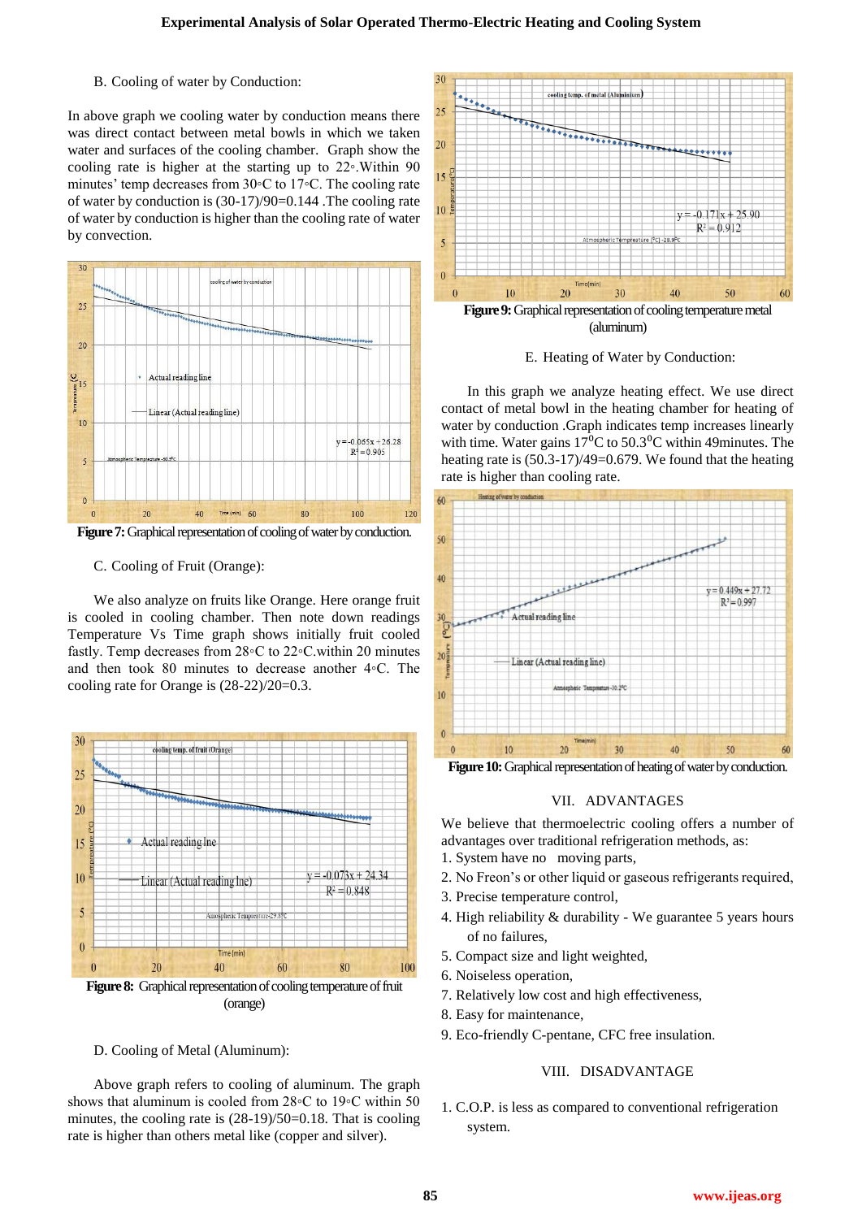B. Cooling of water by Conduction:

In above graph we cooling water by conduction means there was direct contact between metal bowls in which we taken water and surfaces of the cooling chamber. Graph show the cooling rate is higher at the starting up to 22◦.Within 90 minutes' temp decreases from 30◦C to 17◦C. The cooling rate of water by conduction is (30-17)/90=0.144 .The cooling rate of water by conduction is higher than the cooling rate of water by convection.

cooling of water by conduction

Actual reading line

Linear (Actual reading line)

$y = -0.065x + 26.28$
$R^2 = 0.905$

Atmospheric Temperature -30.5°C

Temperature (°C)

Time (min)

0 20 40 60 80 100 120

0 5 10 15 20 25 30

**Figure 7:** Graphical representation of cooling of water by conduction.

C. Cooling of Fruit (Orange):

We also analyze on fruits like Orange. Here orange fruit is cooled in cooling chamber. Then note down readings Temperature Vs Time graph shows initially fruit cooled fastly. Temp decreases from 28◦C to 22◦C.within 20 minutes and then took 80 minutes to decrease another 4◦C. The cooling rate for Orange is (28-22)/20=0.3.

cooling temp. of fruit (Orange)

Actual reading lne

Linear (Actual reading lne)

$y = -0.073x + 24.34$
$R^2 = 0.848$

Atmospheric Temperature-29.3°C

Temperature (°C)

Time (min)

0 20 40 60 80 100

0 5 10 15 20 25 30

**Figure 8:** Graphical representation of cooling temperature of fruit (orange)

D. Cooling of Metal (Aluminum):

Above graph refers to cooling of aluminum. The graph shows that aluminum is cooled from 28◦C to 19◦C within 50 minutes, the cooling rate is (28-19)/50=0.18. That is cooling rate is higher than others metal like (copper and silver).

cooling temp. of metal (Aluminium)

$y = -0.171x + 25.90$
$R^2 = 0.912$

Atmospheric Temperature (°C) -28.9°C

Temperature (°C)

Time(min)

0 10 20 30 40 50 60

0 5 10 15 20 25 30

**Figure 9:** Graphical representation of cooling temperature metal (aluminum)

E. Heating of Water by Conduction:

In this graph we analyze heating effect. We use direct contact of metal bowl in the heating chamber for heating of water by conduction .Graph indicates temp increases linearly with time. Water gains $17^0$C to $50.3^0$C within 49minutes. The heating rate is (50.3-17)/49=0.679. We found that the heating rate is higher than cooling rate.

Heating of water by conduction

Actual reading line

Linear (Actual reading line)

$y = 0.449x + 27.72$
$R^2 = 0.997$

Atmospheric Temperature -30.2°C

Temperature (°C)

Time(min)

0 10 20 30 40 50 60

0 10 20 30 40 50 60

**Figure 10:** Graphical representation of heating of water by conduction.

## VII. ADVANTAGES

We believe that thermoelectric cooling offers a number of advantages over traditional refrigeration methods, as:

1. System have no moving parts,
2. No Freon's or other liquid or gaseous refrigerants required,
3. Precise temperature control,
4. High reliability & durability - We guarantee 5 years hours of no failures,
5. Compact size and light weighted,
6. Noiseless operation,
7. Relatively low cost and high effectiveness,
8. Easy for maintenance,
9. Eco-friendly C-pentane, CFC free insulation.

## VIII. DISADVANTAGE

1. C.O.P. is less as compared to conventional refrigeration system.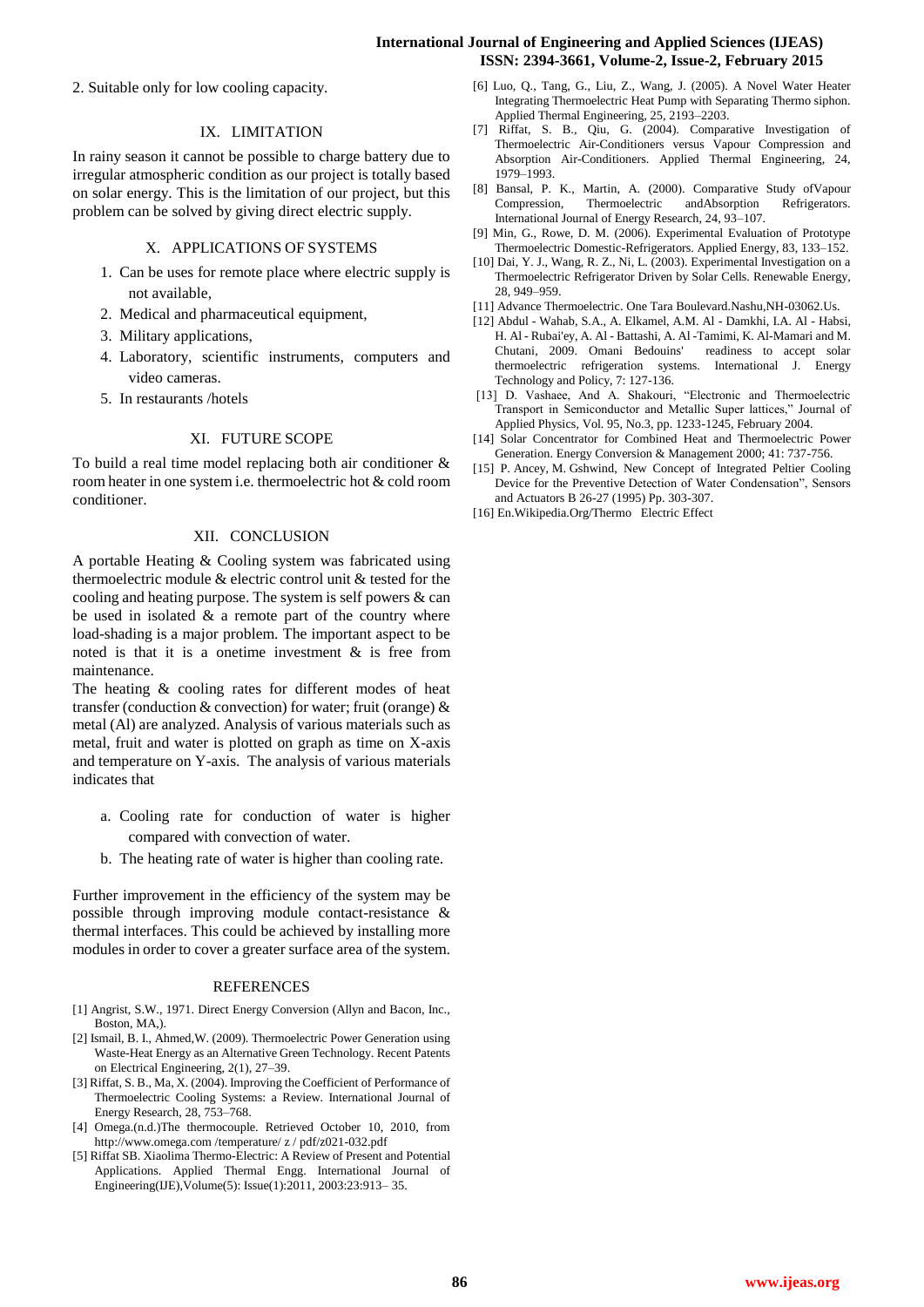2. Suitable only for low cooling capacity.

## IX. LIMITATION

In rainy season it cannot be possible to charge battery due to irregular atmospheric condition as our project is totally based on solar energy. This is the limitation of our project, but this problem can be solved by giving direct electric supply.

## X. APPLICATIONS OF SYSTEMS

1. Can be uses for remote place where electric supply is not available,
2. Medical and pharmaceutical equipment,
3. Military applications,
4. Laboratory, scientific instruments, computers and video cameras.
5. In restaurants /hotels

## XI. FUTURE SCOPE

To build a real time model replacing both air conditioner & room heater in one system i.e. thermoelectric hot & cold room conditioner.

## XII. CONCLUSION

A portable Heating & Cooling system was fabricated using thermoelectric module & electric control unit & tested for the cooling and heating purpose. The system is self powers & can be used in isolated & a remote part of the country where load-shading is a major problem. The important aspect to be noted is that it is a onetime investment & is free from maintenance.

The heating & cooling rates for different modes of heat transfer (conduction & convection) for water; fruit (orange) & metal (Al) are analyzed. Analysis of various materials such as metal, fruit and water is plotted on graph as time on X-axis and temperature on Y-axis. The analysis of various materials indicates that

a. Cooling rate for conduction of water is higher compared with convection of water.
b. The heating rate of water is higher than cooling rate.

Further improvement in the efficiency of the system may be possible through improving module contact-resistance & thermal interfaces. This could be achieved by installing more modules in order to cover a greater surface area of the system.

## REFERENCES

[1] Angrist, S.W., 1971. Direct Energy Conversion (Allyn and Bacon, Inc., Boston, MA,).

[2] Ismail, B. I., Ahmed,W. (2009). Thermoelectric Power Generation using Waste-Heat Energy as an Alternative Green Technology. Recent Patents on Electrical Engineering, 2(1), 27–39.

[3] Riffat, S. B., Ma, X. (2004). Improving the Coefficient of Performance of Thermoelectric Cooling Systems: a Review. International Journal of Energy Research, 28, 753–768.

[4] Omega.(n.d.)The thermocouple. Retrieved October 10, 2010, from http://www.omega.com /temperature/ z / pdf/z021-032.pdf

[5] Riffat SB. Xiaolima Thermo-Electric: A Review of Present and Potential Applications. Applied Thermal Engg. International Journal of Engineering(IJE),Volume(5): Issue(1):2011, 2003:23:913– 35.

[6] Luo, Q., Tang, G., Liu, Z., Wang, J. (2005). A Novel Water Heater Integrating Thermoelectric Heat Pump with Separating Thermo siphon. Applied Thermal Engineering, 25, 2193–2203.

[7] Riffat, S. B., Qiu, G. (2004). Comparative Investigation of Thermoelectric Air-Conditioners versus Vapour Compression and Absorption Air-Conditioners. Applied Thermal Engineering, 24, 1979–1993.

[8] Bansal, P. K., Martin, A. (2000). Comparative Study ofVapour Compression, Thermoelectric andAbsorption Refrigerators. International Journal of Energy Research, 24, 93–107.

[9] Min, G., Rowe, D. M. (2006). Experimental Evaluation of Prototype Thermoelectric Domestic-Refrigerators. Applied Energy, 83, 133–152.

[10] Dai, Y. J., Wang, R. Z., Ni, L. (2003). Experimental Investigation on a Thermoelectric Refrigerator Driven by Solar Cells. Renewable Energy, 28, 949–959.

[11] Advance Thermoelectric. One Tara Boulevard.Nashu,NH-03062.Us.

[12] Abdul - Wahab, S.A., A. Elkamel, A.M. Al - Damkhi, I.A. Al - Habsi, H. Al - Rubai'ey, A. Al - Battashi, A. Al -Tamimi, K. Al-Mamari and M. Chutani, 2009. Omani Bedouins' readiness to accept solar thermoelectric refrigeration systems. International J. Energy Technology and Policy, 7: 127-136.

[13] D. Vashaee, And A. Shakouri, "Electronic and Thermoelectric Transport in Semiconductor and Metallic Super lattices," Journal of Applied Physics, Vol. 95, No.3, pp. 1233-1245, February 2004.

[14] Solar Concentrator for Combined Heat and Thermoelectric Power Generation. Energy Conversion & Management 2000; 41: 737-756.

[15] P. Ancey, M. Gshwind, New Concept of Integrated Peltier Cooling Device for the Preventive Detection of Water Condensation", Sensors and Actuators B 26-27 (1995) Pp. 303-307.

[16] En.Wikipedia.Org/Thermo Electric Effect